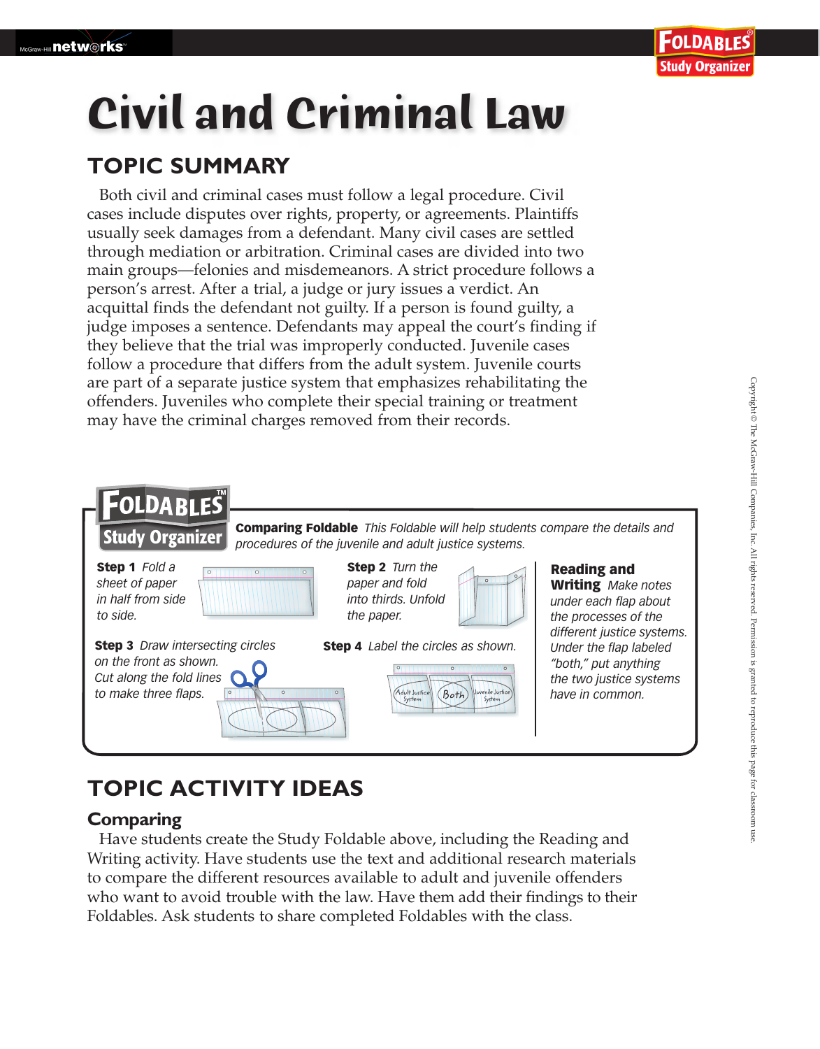# Civil and Criminal Law

## TOPIC SUMMARY

Both civil and criminal cases must follow a legal procedure. Civil cases include disputes over rights, property, or agreements. Plaintiffs usually seek damages from a defendant. Many civil cases are settled through mediation or arbitration. Criminal cases are divided into two main groups—felonies and misdemeanors. A strict procedure follows a person's arrest. After a trial, a judge or jury issues a verdict. An acquittal finds the defendant not guilty. If a person is found guilty, a judge imposes a sentence. Defendants may appeal the court's finding if they believe that the trial was improperly conducted. Juvenile cases follow a procedure that differs from the adult system. Juvenile courts are part of a separate justice system that emphasizes rehabilitating the offenders. Juveniles who complete their special training or treatment may have the criminal charges removed from their records.

**FOLDABLES Study Organizer**

**Comparing Foldable** *This Foldable will help students compare the details and procedures of the juvenile and adult justice systems.*

**Step 1** *Fold a sheet of paper in half from side to side.*

**Step 2** *Turn the paper and fold into thirds. Unfold the paper.*

**Step 3** *Draw intersecting circles on the front as shown. Cut along the fold lines to make three flaps.*

**Step 4** *Label the circles as shown.*

Adult Justice System | Both | Juvenile Justice System

**Reading and Writing** *Make notes under each flap about the processes of the different justice systems. Under the flap labeled "both," put anything the two justice systems have in common.*

## TOPIC ACTIVITY IDEAS

### Comparing

Have students create the Study Foldable above, including the Reading and Writing activity. Have students use the text and additional research materials to compare the different resources available to adult and juvenile offenders who want to avoid trouble with the law. Have them add their findings to their Foldables. Ask students to share completed Foldables with the class.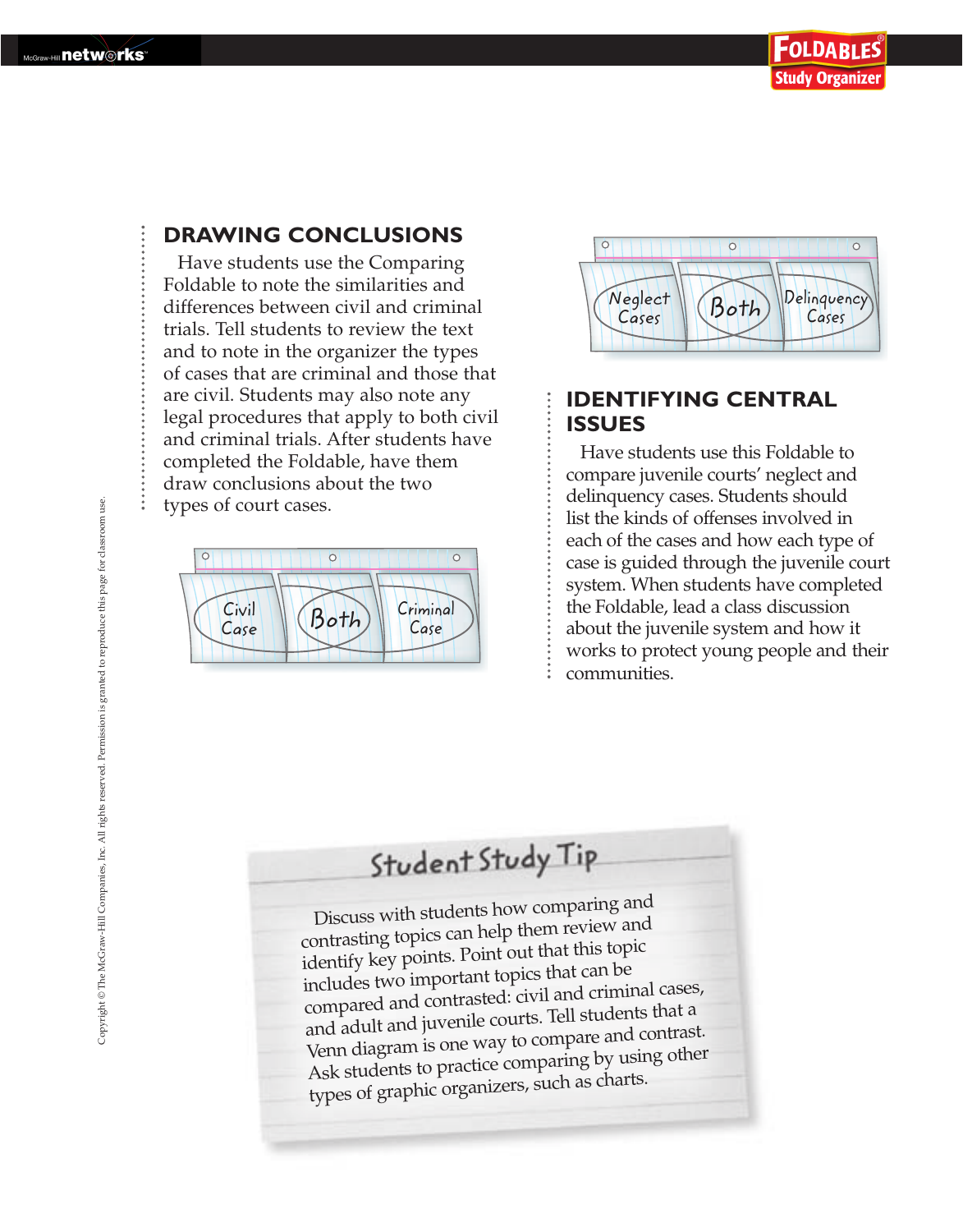## DRAWING CONCLUSIONS

Have students use the Comparing Foldable to note the similarities and differences between civil and criminal trials. Tell students to review the text and to note in the organizer the types of cases that are criminal and those that are civil. Students may also note any legal procedures that apply to both civil and criminal trials. After students have completed the Foldable, have them draw conclusions about the two types of court cases.

Civil Case

Both

Criminal Case

Neglect Cases

Both

Delinquency Cases

## IDENTIFYING CENTRAL ISSUES

Have students use this Foldable to compare juvenile courts' neglect and delinquency cases. Students should list the kinds of offenses involved in each of the cases and how each type of case is guided through the juvenile court system. When students have completed the Foldable, lead a class discussion about the juvenile system and how it works to protect young people and their communities.

### Student Study Tip

Discuss with students how comparing and contrasting topics can help them review and identify key points. Point out that this topic includes two important topics that can be compared and contrasted: civil and criminal cases, and adult and juvenile courts. Tell students that a Venn diagram is one way to compare and contrast. Ask students to practice comparing by using other types of graphic organizers, such as charts.